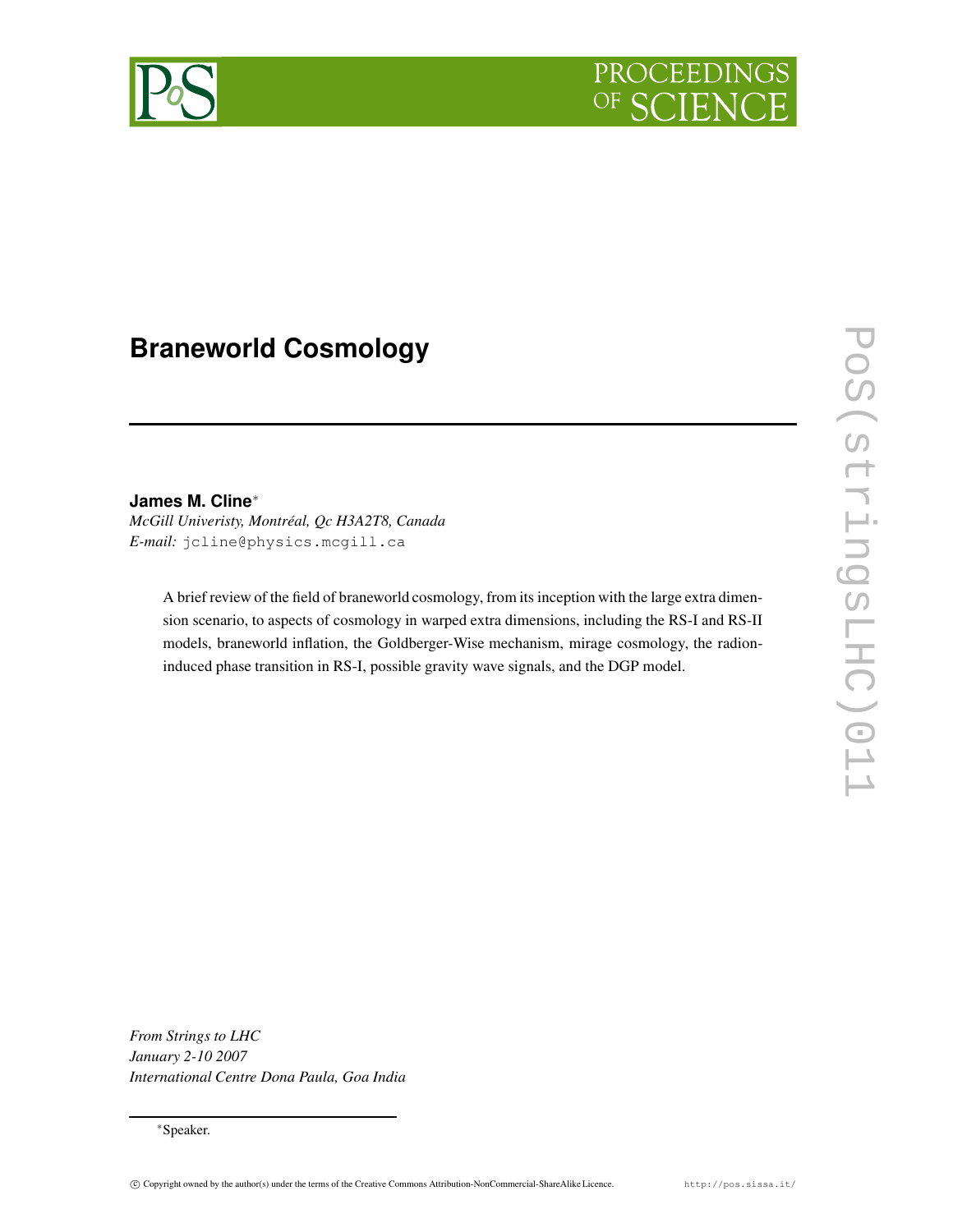# Braneworld Cosmology

**James M. Cline***

*McGill Univeristy, Montréal, Qc H3A2T8, Canada*

*E-mail:* jcline@physics.mcgill.ca

A brief review of the field of braneworld cosmology, from its inception with the large extra dimension scenario, to aspects of cosmology in warped extra dimensions, including the RS-I and RS-II models, braneworld inflation, the Goldberger-Wise mechanism, mirage cosmology, the radion-induced phase transition in RS-I, possible gravity wave signals, and the DGP model.

*From Strings to LHC*
*January 2-10 2007*
*International Centre Dona Paula, Goa India*

*Speaker.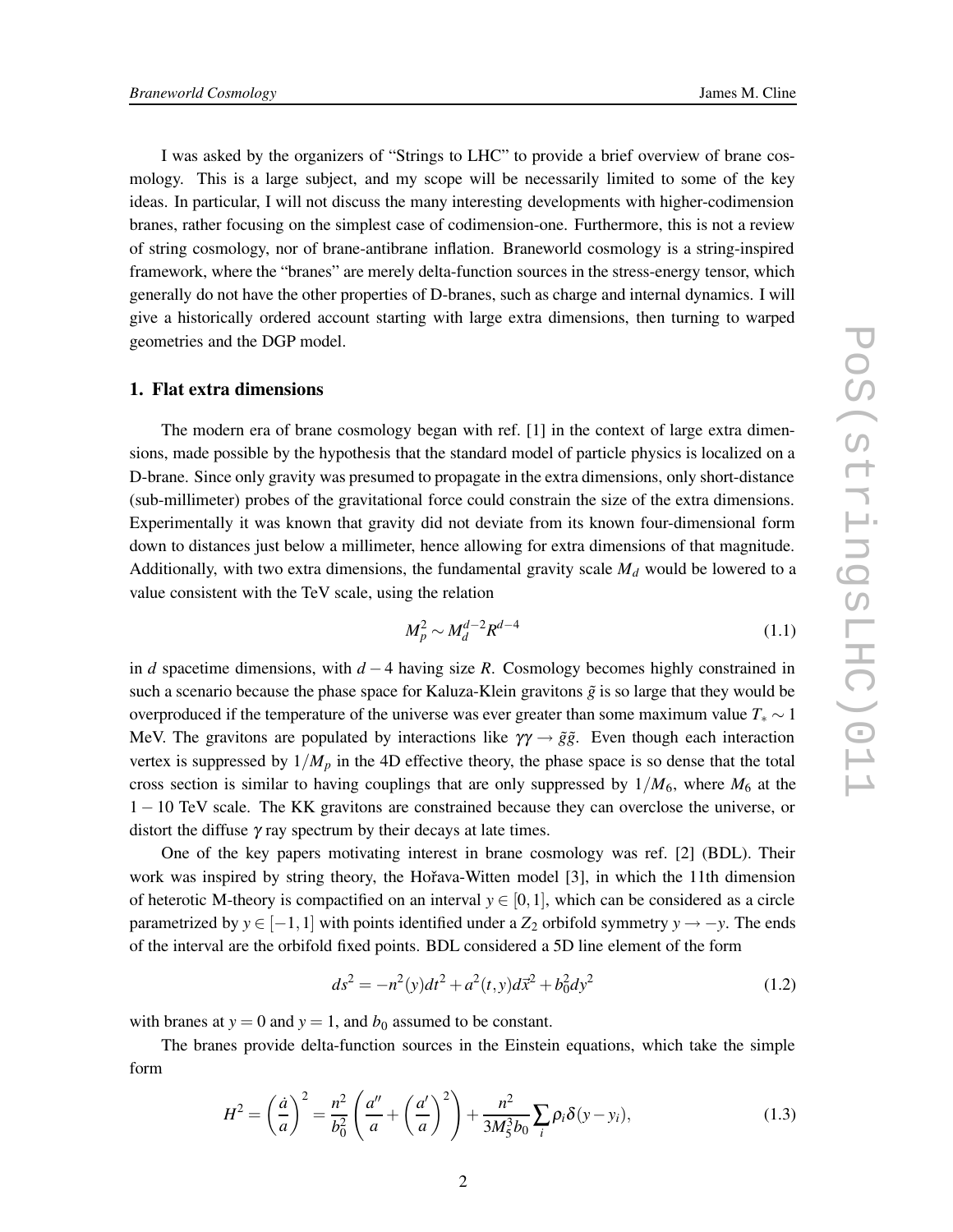I was asked by the organizers of "Strings to LHC" to provide a brief overview of brane cosmology. This is a large subject, and my scope will be necessarily limited to some of the key ideas. In particular, I will not discuss the many interesting developments with higher-codimension branes, rather focusing on the simplest case of codimension-one. Furthermore, this is not a review of string cosmology, nor of brane-antibrane inflation. Braneworld cosmology is a string-inspired framework, where the "branes" are merely delta-function sources in the stress-energy tensor, which generally do not have the other properties of D-branes, such as charge and internal dynamics. I will give a historically ordered account starting with large extra dimensions, then turning to warped geometries and the DGP model.

## 1. Flat extra dimensions

The modern era of brane cosmology began with ref. [1] in the context of large extra dimensions, made possible by the hypothesis that the standard model of particle physics is localized on a D-brane. Since only gravity was presumed to propagate in the extra dimensions, only short-distance (sub-millimeter) probes of the gravitational force could constrain the size of the extra dimensions. Experimentally it was known that gravity did not deviate from its known four-dimensional form down to distances just below a millimeter, hence allowing for extra dimensions of that magnitude. Additionally, with two extra dimensions, the fundamental gravity scale $M_d$ would be lowered to a value consistent with the TeV scale, using the relation

$$M_p^2 \sim M_d^{d-2} R^{d-4} \tag{1.1}$$

in $d$ spacetime dimensions, with $d-4$ having size $R$. Cosmology becomes highly constrained in such a scenario because the phase space for Kaluza-Klein gravitons $\tilde{g}$ is so large that they would be overproduced if the temperature of the universe was ever greater than some maximum value $T_* \sim 1$ MeV. The gravitons are populated by interactions like $\gamma\gamma \to \tilde{g}\tilde{g}$. Even though each interaction vertex is suppressed by $1/M_p$ in the 4D effective theory, the phase space is so dense that the total cross section is similar to having couplings that are only suppressed by $1/M_6$, where $M_6$ at the $1-10$ TeV scale. The KK gravitons are constrained because they can overclose the universe, or distort the diffuse $\gamma$ ray spectrum by their decays at late times.

One of the key papers motivating interest in brane cosmology was ref. [2] (BDL). Their work was inspired by string theory, the Hořava-Witten model [3], in which the 11th dimension of heterotic M-theory is compactified on an interval $y \in [0,1]$, which can be considered as a circle parametrized by $y \in [-1,1]$ with points identified under a $Z_2$ orbifold symmetry $y \to -y$. The ends of the interval are the orbifold fixed points. BDL considered a 5D line element of the form

$$ds^2 = -n^2(y)dt^2 + a^2(t,y)d\vec{x}^2 + b_0^2 dy^2 \tag{1.2}$$

with branes at $y=0$ and $y=1$, and $b_0$ assumed to be constant.

The branes provide delta-function sources in the Einstein equations, which take the simple form

$$H^2 = \left(\frac{\dot{a}}{a}\right)^2 = \frac{n^2}{b_0^2}\left(\frac{a''}{a} + \left(\frac{a'}{a}\right)^2\right) + \frac{n^2}{3M_5^3 b_0}\sum_i \rho_i \delta(y-y_i), \tag{1.3}$$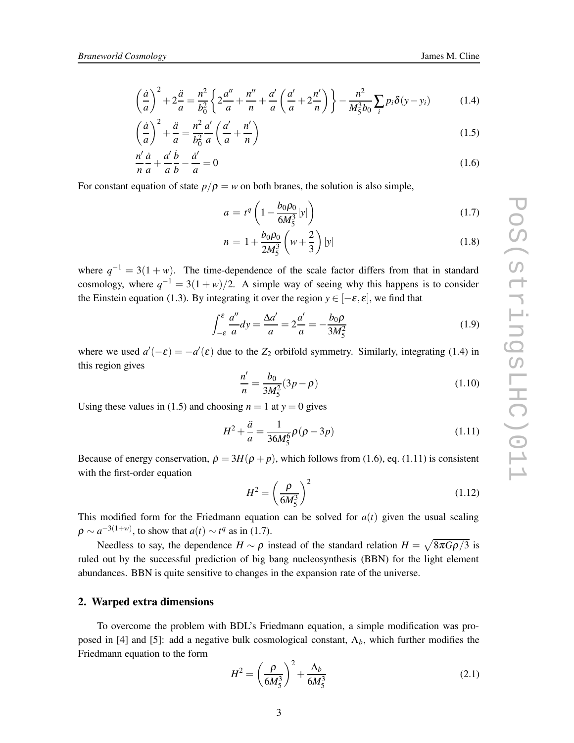$$\left(\frac{\dot{a}}{a}\right)^2 + 2\frac{\ddot{a}}{a} = \frac{n^2}{b_0^2}\left\{2\frac{a''}{a} + \frac{n''}{n} + \frac{a'}{a}\left(\frac{a'}{a} + 2\frac{n'}{n}\right)\right\} - \frac{n^2}{M_5^3 b_0}\sum_i p_i \delta(y - y_i) \tag{1.4}$$

$$\left(\frac{\dot{a}}{a}\right)^2 + \frac{\ddot{a}}{a} = \frac{n^2}{b_0^2}\frac{a'}{a}\left(\frac{a'}{a} + \frac{n'}{n}\right) \tag{1.5}$$

$$\frac{n'}{n}\frac{\dot{a}}{a} + \frac{a'}{a}\frac{\dot{b}}{b} - \frac{\dot{a}'}{a} = 0 \tag{1.6}$$

For constant equation of state $p/\rho = w$ on both branes, the solution is also simple,

$$a = t^q\left(1 - \frac{b_0\rho_0}{6M_5^3}|y|\right) \tag{1.7}$$

$$n = 1 + \frac{b_0\rho_0}{2M_5^3}\left(w + \frac{2}{3}\right)|y| \tag{1.8}$$

where $q^{-1} = 3(1+w)$. The time-dependence of the scale factor differs from that in standard cosmology, where $q^{-1} = 3(1+w)/2$. A simple way of seeing why this happens is to consider the Einstein equation (1.3). By integrating it over the region $y \in [-\varepsilon, \varepsilon]$, we find that

$$\int_{-\varepsilon}^{\varepsilon} \frac{a''}{a} dy = \frac{\Delta a'}{a} = 2\frac{a'}{a} = -\frac{b_0\rho}{3M_5^2} \tag{1.9}$$

where we used $a'(-\varepsilon) = -a'(\varepsilon)$ due to the $Z_2$ orbifold symmetry. Similarly, integrating (1.4) in this region gives

$$\frac{n'}{n} = \frac{b_0}{3M_5^2}(3p - \rho) \tag{1.10}$$

Using these values in (1.5) and choosing $n = 1$ at $y = 0$ gives

$$H^2 + \frac{\ddot{a}}{a} = \frac{1}{36M_5^6}\rho(\rho - 3p) \tag{1.11}$$

Because of energy conservation, $\dot{\rho} = 3H(\rho + p)$, which follows from (1.6), eq. (1.11) is consistent with the first-order equation

$$H^2 = \left(\frac{\rho}{6M_5^3}\right)^2 \tag{1.12}$$

This modified form for the Friedmann equation can be solved for $a(t)$ given the usual scaling $\rho \sim a^{-3(1+w)}$, to show that $a(t) \sim t^q$ as in (1.7).

Needless to say, the dependence $H \sim \rho$ instead of the standard relation $H = \sqrt{8\pi G\rho/3}$ is ruled out by the successful prediction of big bang nucleosynthesis (BBN) for the light element abundances. BBN is quite sensitive to changes in the expansion rate of the universe.

## 2. Warped extra dimensions

To overcome the problem with BDL's Friedmann equation, a simple modification was proposed in [4] and [5]: add a negative bulk cosmological constant, $\Lambda_b$, which further modifies the Friedmann equation to the form

$$H^2 = \left(\frac{\rho}{6M_5^3}\right)^2 + \frac{\Lambda_b}{6M_5^3} \tag{2.1}$$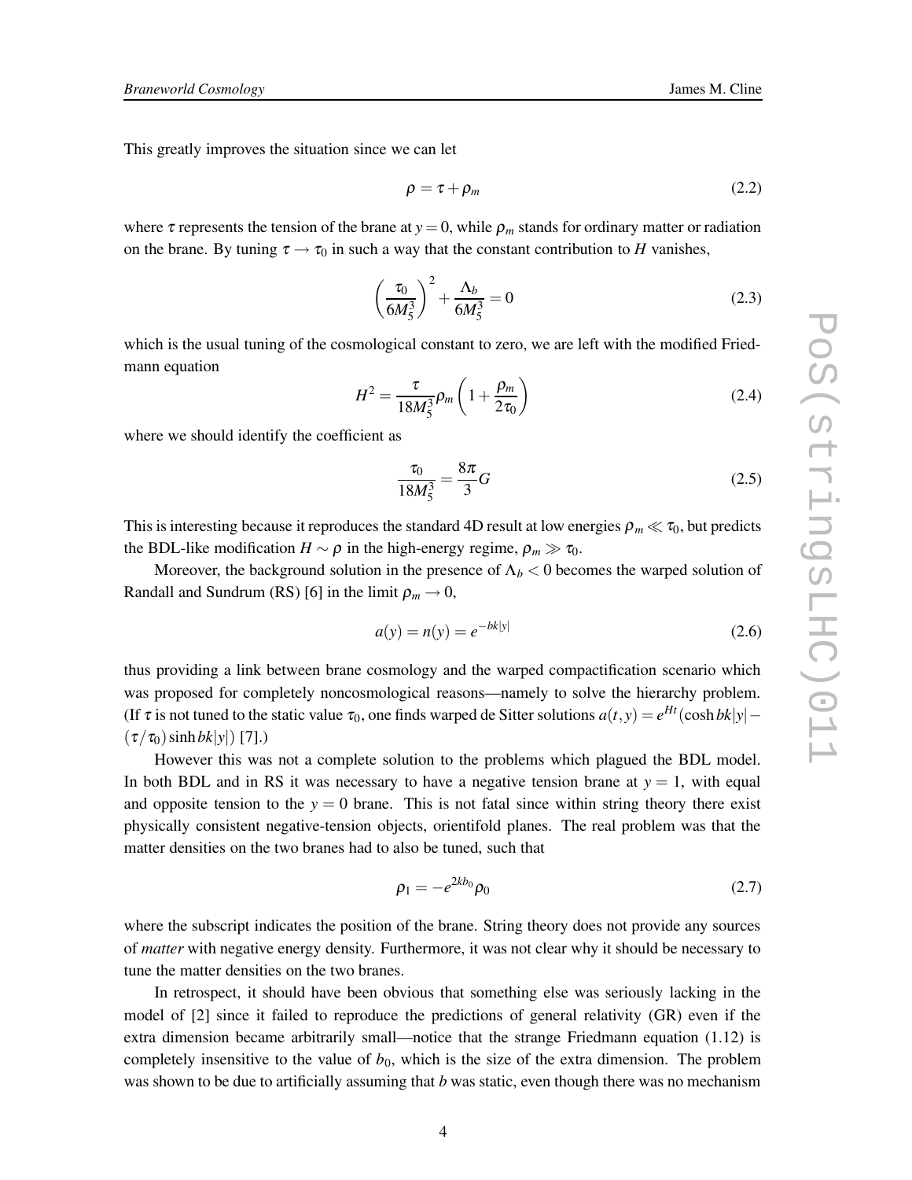This greatly improves the situation since we can let

$$\rho = \tau + \rho_m \tag{2.2}$$

where $\tau$ represents the tension of the brane at $y = 0$, while $\rho_m$ stands for ordinary matter or radiation on the brane. By tuning $\tau \to \tau_0$ in such a way that the constant contribution to $H$ vanishes,

$$\left(\frac{\tau_0}{6M_5^3}\right)^2 + \frac{\Lambda_b}{6M_5^3} = 0 \tag{2.3}$$

which is the usual tuning of the cosmological constant to zero, we are left with the modified Friedmann equation

$$H^2 = \frac{\tau}{18M_5^3}\rho_m\left(1 + \frac{\rho_m}{2\tau_0}\right) \tag{2.4}$$

where we should identify the coefficient as

$$\frac{\tau_0}{18M_5^3} = \frac{8\pi}{3}G \tag{2.5}$$

This is interesting because it reproduces the standard 4D result at low energies $\rho_m \ll \tau_0$, but predicts the BDL-like modification $H \sim \rho$ in the high-energy regime, $\rho_m \gg \tau_0$.

Moreover, the background solution in the presence of $\Lambda_b < 0$ becomes the warped solution of Randall and Sundrum (RS) [6] in the limit $\rho_m \to 0$,

$$a(y) = n(y) = e^{-bk|y|} \tag{2.6}$$

thus providing a link between brane cosmology and the warped compactification scenario which was proposed for completely noncosmological reasons—namely to solve the hierarchy problem. (If $\tau$ is not tuned to the static value $\tau_0$, one finds warped de Sitter solutions $a(t,y) = e^{Ht}(\cosh bk|y| - (\tau/\tau_0)\sinh bk|y|)$ [7].)

However this was not a complete solution to the problems which plagued the BDL model. In both BDL and in RS it was necessary to have a negative tension brane at $y = 1$, with equal and opposite tension to the $y = 0$ brane. This is not fatal since within string theory there exist physically consistent negative-tension objects, orientifold planes. The real problem was that the matter densities on the two branes had to also be tuned, such that

$$\rho_1 = -e^{2kb_0}\rho_0 \tag{2.7}$$

where the subscript indicates the position of the brane. String theory does not provide any sources of *matter* with negative energy density. Furthermore, it was not clear why it should be necessary to tune the matter densities on the two branes.

In retrospect, it should have been obvious that something else was seriously lacking in the model of [2] since it failed to reproduce the predictions of general relativity (GR) even if the extra dimension became arbitrarily small—notice that the strange Friedmann equation (1.12) is completely insensitive to the value of $b_0$, which is the size of the extra dimension. The problem was shown to be due to artificially assuming that $b$ was static, even though there was no mechanism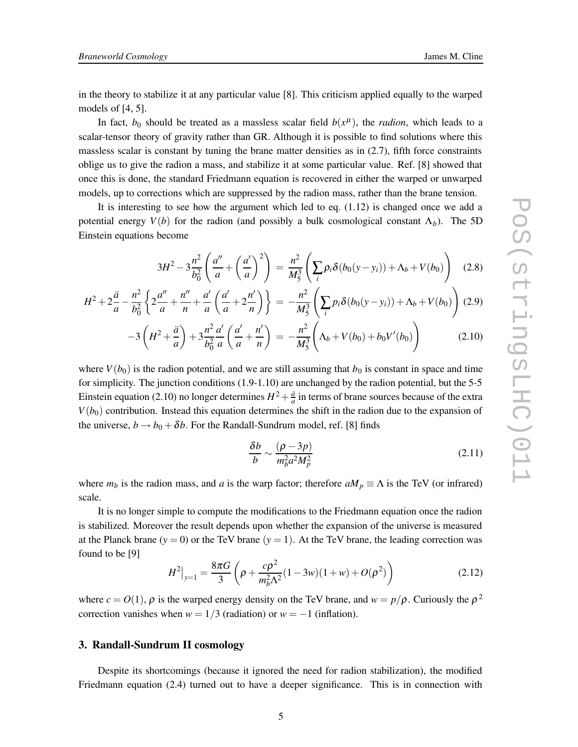in the theory to stabilize it at any particular value [8]. This criticism applied equally to the warped models of [4, 5].

In fact, $b_0$ should be treated as a massless scalar field $b(x^\mu)$, the *radion*, which leads to a scalar-tensor theory of gravity rather than GR. Although it is possible to find solutions where this massless scalar is constant by tuning the brane matter densities as in (2.7), fifth force constraints oblige us to give the radion a mass, and stabilize it at some particular value. Ref. [8] showed that once this is done, the standard Friedmann equation is recovered in either the warped or unwarped models, up to corrections which are suppressed by the radion mass, rather than the brane tension.

It is interesting to see how the argument which led to eq. (1.12) is changed once we add a potential energy $V(b)$ for the radion (and possibly a bulk cosmological constant $\Lambda_b$). The 5D Einstein equations become

$$3H^2 - 3\frac{n^2}{b_0^2}\left(\frac{a''}{a}+\left(\frac{a'}{a}\right)^2\right) = \frac{n^2}{M_5^3}\left(\sum_i \rho_i \delta(b_0(y-y_i)) + \Lambda_b + V(b_0)\right) \quad (2.8)$$

$$H^2 + 2\frac{\ddot{a}}{a} - \frac{n^2}{b_0^2}\left\{2\frac{a''}{a}+\frac{n''}{n}+\frac{a'}{a}\left(\frac{a'}{a}+2\frac{n'}{n}\right)\right\} = -\frac{n^2}{M_5^3}\left(\sum_i p_i \delta(b_0(y-y_i)) + \Lambda_b + V(b_0)\right) \quad (2.9)$$

$$-3\left(H^2+\frac{\ddot{a}}{a}\right) + 3\frac{n^2}{b_0^2}\frac{a'}{a}\left(\frac{a'}{a}+\frac{n'}{n}\right) = -\frac{n^2}{M_5^3}\left(\Lambda_b + V(b_0) + b_0 V'(b_0)\right) \quad (2.10)$$

where $V(b_0)$ is the radion potential, and we are still assuming that $b_0$ is constant in space and time for simplicity. The junction conditions (1.9-1.10) are unchanged by the radion potential, but the 5-5 Einstein equation (2.10) no longer determines $H^2 + \frac{\ddot{a}}{a}$ in terms of brane sources because of the extra $V(b_0)$ contribution. Instead this equation determines the shift in the radion due to the expansion of the universe, $b \to b_0 + \delta b$. For the Randall-Sundrum model, ref. [8] finds

$$\frac{\delta b}{b} \sim \frac{(\rho - 3p)}{m_b^2 a^2 M_p^2} \quad (2.11)$$

where $m_b$ is the radion mass, and $a$ is the warp factor; therefore $aM_p \equiv \Lambda$ is the TeV (or infrared) scale.

It is no longer simple to compute the modifications to the Friedmann equation once the radion is stabilized. Moreover the result depends upon whether the expansion of the universe is measured at the Planck brane ($y = 0$) or the TeV brane ($y = 1$). At the TeV brane, the leading correction was found to be [9]

$$H^2\big|_{y=1} = \frac{8\pi G}{3}\left(\rho + \frac{c\rho^2}{m_b^2\Lambda^2}(1-3w)(1+w) + O(\rho^2)\right) \quad (2.12)$$

where $c = O(1)$, $\rho$ is the warped energy density on the TeV brane, and $w = p/\rho$. Curiously the $\rho^2$ correction vanishes when $w = 1/3$ (radiation) or $w = -1$ (inflation).

## 3. Randall-Sundrum II cosmology

Despite its shortcomings (because it ignored the need for radion stabilization), the modified Friedmann equation (2.4) turned out to have a deeper significance. This is in connection with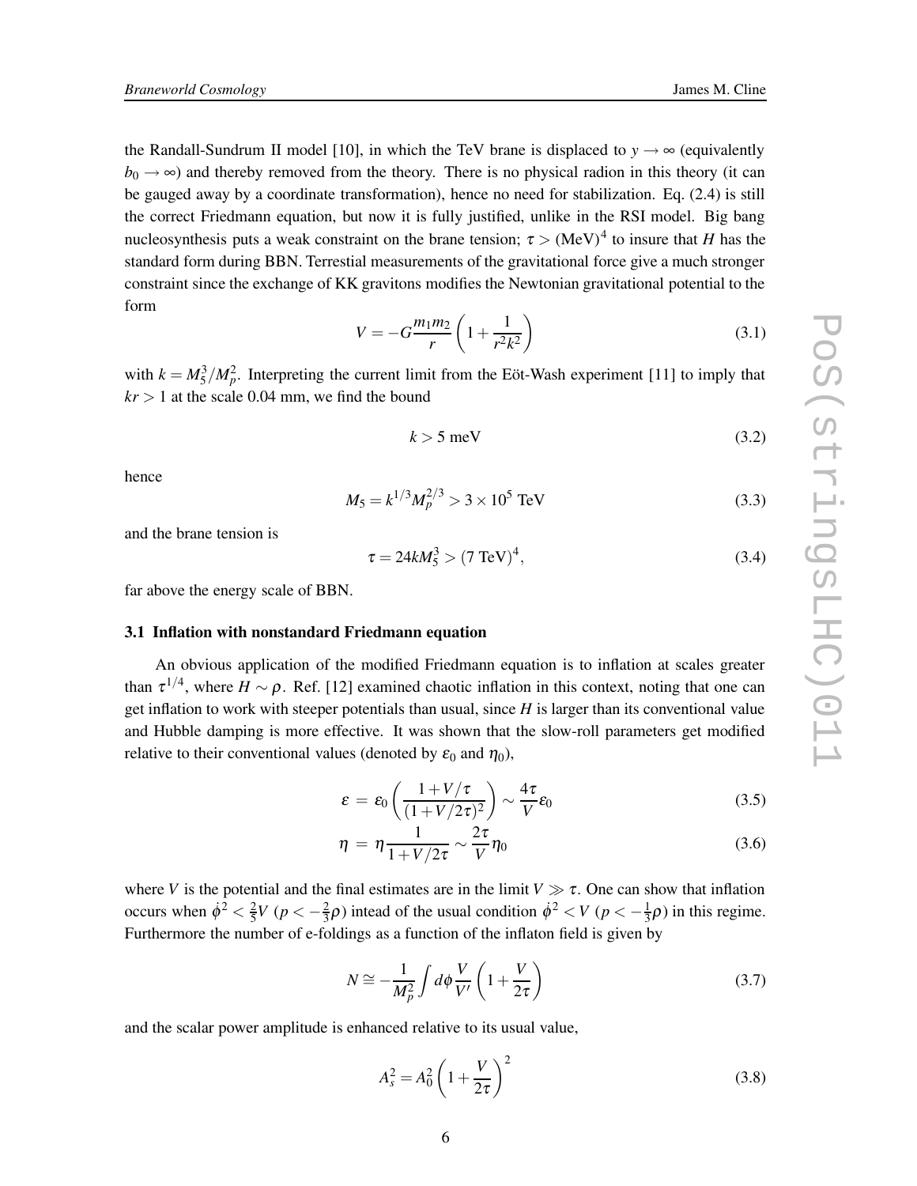the Randall-Sundrum II model [10], in which the TeV brane is displaced to $y \to \infty$ (equivalently $b_0 \to \infty$) and thereby removed from the theory. There is no physical radion in this theory (it can be gauged away by a coordinate transformation), hence no need for stabilization. Eq. (2.4) is still the correct Friedmann equation, but now it is fully justified, unlike in the RSI model. Big bang nucleosynthesis puts a weak constraint on the brane tension; $\tau > (\text{MeV})^4$ to insure that $H$ has the standard form during BBN. Terrestial measurements of the gravitational force give a much stronger constraint since the exchange of KK gravitons modifies the Newtonian gravitational potential to the form

$$V = -G\frac{m_1 m_2}{r}\left(1 + \frac{1}{r^2 k^2}\right) \tag{3.1}$$

with $k = M_5^3/M_p^2$. Interpreting the current limit from the Eöt-Wash experiment [11] to imply that $kr > 1$ at the scale 0.04 mm, we find the bound

$$k > 5 \text{ meV} \tag{3.2}$$

hence

$$M_5 = k^{1/3} M_p^{2/3} > 3 \times 10^5 \text{ TeV} \tag{3.3}$$

and the brane tension is

$$\tau = 24 k M_5^3 > (7 \text{ TeV})^4, \tag{3.4}$$

far above the energy scale of BBN.

### 3.1 Inflation with nonstandard Friedmann equation

An obvious application of the modified Friedmann equation is to inflation at scales greater than $\tau^{1/4}$, where $H \sim \rho$. Ref. [12] examined chaotic inflation in this context, noting that one can get inflation to work with steeper potentials than usual, since $H$ is larger than its conventional value and Hubble damping is more effective. It was shown that the slow-roll parameters get modified relative to their conventional values (denoted by $\varepsilon_0$ and $\eta_0$),

$$\varepsilon = \varepsilon_0 \left(\frac{1 + V/\tau}{(1 + V/2\tau)^2}\right) \sim \frac{4\tau}{V}\varepsilon_0 \tag{3.5}$$

$$\eta = \eta \frac{1}{1 + V/2\tau} \sim \frac{2\tau}{V}\eta_0 \tag{3.6}$$

where $V$ is the potential and the final estimates are in the limit $V \gg \tau$. One can show that inflation occurs when $\dot\phi^2 < \frac{2}{5}V$ ($p < -\frac{2}{3}\rho$) intead of the usual condition $\dot\phi^2 < V$ ($p < -\frac{1}{3}\rho$) in this regime. Furthermore the number of e-foldings as a function of the inflaton field is given by

$$N \cong -\frac{1}{M_p^2}\int d\phi \frac{V}{V'}\left(1 + \frac{V}{2\tau}\right) \tag{3.7}$$

and the scalar power amplitude is enhanced relative to its usual value,

$$A_s^2 = A_0^2 \left(1 + \frac{V}{2\tau}\right)^2 \tag{3.8}$$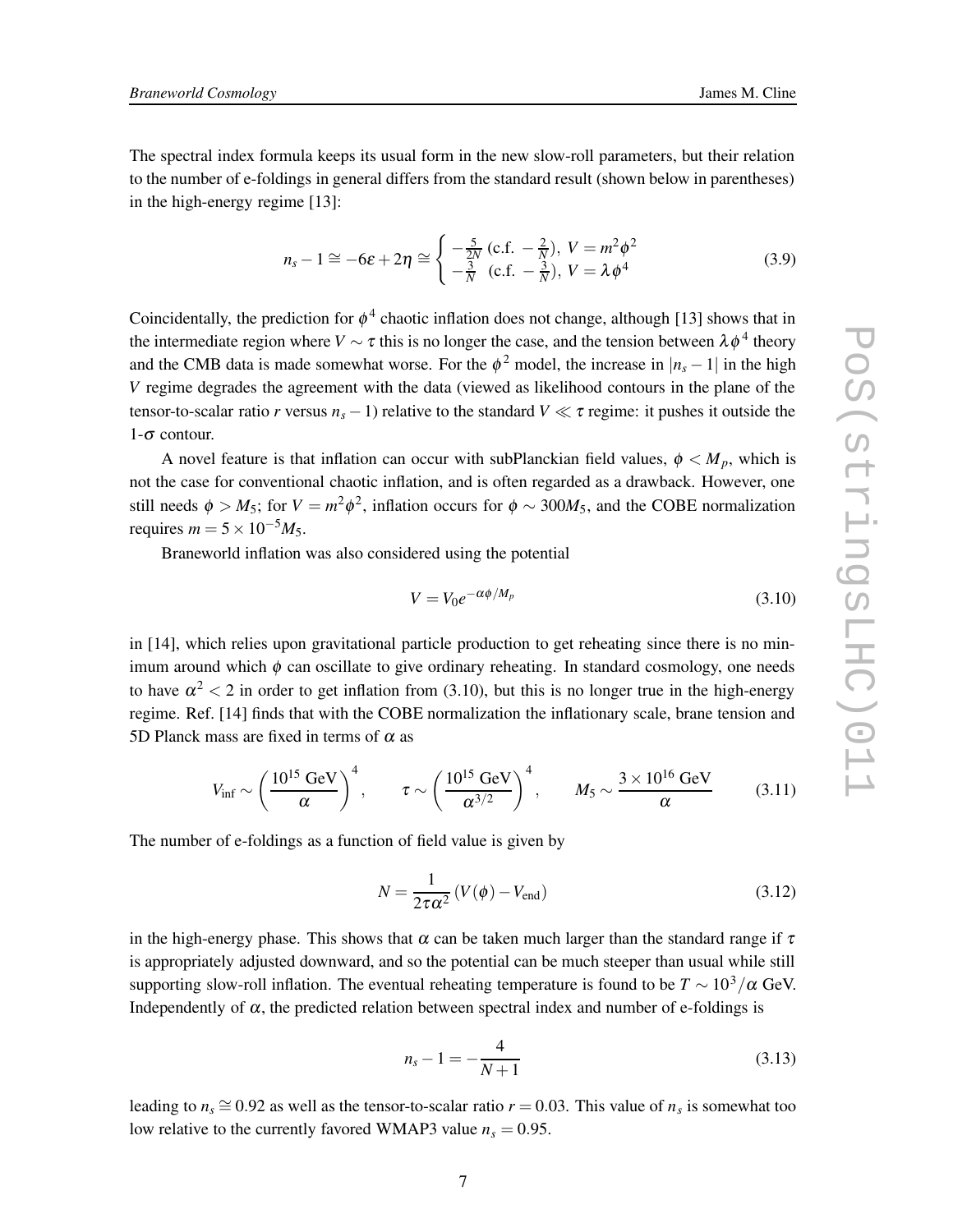The spectral index formula keeps its usual form in the new slow-roll parameters, but their relation to the number of e-foldings in general differs from the standard result (shown below in parentheses) in the high-energy regime [13]:

$$n_s - 1 \cong -6\varepsilon + 2\eta \cong \begin{cases} -\frac{5}{2N} \text{ (c.f. } -\frac{2}{N}\text{)}, \; V = m^2\phi^2 \\ -\frac{3}{N} \text{ (c.f. } -\frac{3}{N}\text{)}, \; V = \lambda\phi^4 \end{cases} \tag{3.9}$$

Coincidentally, the prediction for $\phi^4$ chaotic inflation does not change, although [13] shows that in the intermediate region where $V \sim \tau$ this is no longer the case, and the tension between $\lambda\phi^4$ theory and the CMB data is made somewhat worse. For the $\phi^2$ model, the increase in $|n_s - 1|$ in the high $V$ regime degrades the agreement with the data (viewed as likelihood contours in the plane of the tensor-to-scalar ratio $r$ versus $n_s - 1$) relative to the standard $V \ll \tau$ regime: it pushes it outside the 1-$\sigma$ contour.

A novel feature is that inflation can occur with subPlanckian field values, $\phi < M_p$, which is not the case for conventional chaotic inflation, and is often regarded as a drawback. However, one still needs $\phi > M_5$; for $V = m^2\phi^2$, inflation occurs for $\phi \sim 300 M_5$, and the COBE normalization requires $m = 5 \times 10^{-5} M_5$.

Braneworld inflation was also considered using the potential

$$V = V_0 e^{-\alpha\phi/M_p} \tag{3.10}$$

in [14], which relies upon gravitational particle production to get reheating since there is no minimum around which $\phi$ can oscillate to give ordinary reheating. In standard cosmology, one needs to have $\alpha^2 < 2$ in order to get inflation from (3.10), but this is no longer true in the high-energy regime. Ref. [14] finds that with the COBE normalization the inflationary scale, brane tension and 5D Planck mass are fixed in terms of $\alpha$ as

$$V_{\rm inf} \sim \left(\frac{10^{15}\text{ GeV}}{\alpha}\right)^4, \qquad \tau \sim \left(\frac{10^{15}\text{ GeV}}{\alpha^{3/2}}\right)^4, \qquad M_5 \sim \frac{3\times 10^{16}\text{ GeV}}{\alpha} \tag{3.11}$$

The number of e-foldings as a function of field value is given by

$$N = \frac{1}{2\tau\alpha^2}\left(V(\phi) - V_{\rm end}\right) \tag{3.12}$$

in the high-energy phase. This shows that $\alpha$ can be taken much larger than the standard range if $\tau$ is appropriately adjusted downward, and so the potential can be much steeper than usual while still supporting slow-roll inflation. The eventual reheating temperature is found to be $T \sim 10^3/\alpha$ GeV. Independently of $\alpha$, the predicted relation between spectral index and number of e-foldings is

$$n_s - 1 = -\frac{4}{N+1} \tag{3.13}$$

leading to $n_s \cong 0.92$ as well as the tensor-to-scalar ratio $r = 0.03$. This value of $n_s$ is somewhat too low relative to the currently favored WMAP3 value $n_s = 0.95$.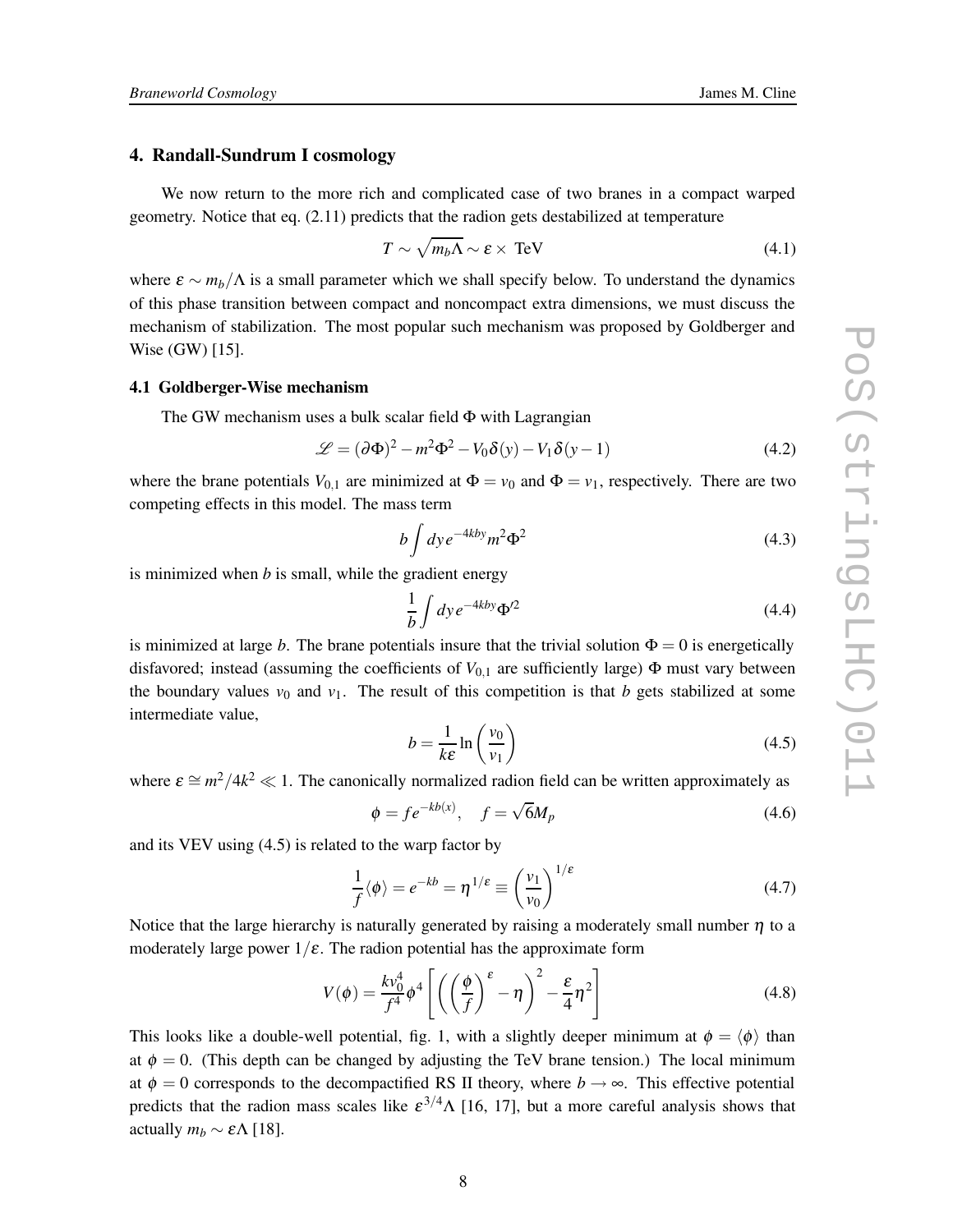## 4. Randall-Sundrum I cosmology

We now return to the more rich and complicated case of two branes in a compact warped geometry. Notice that eq. (2.11) predicts that the radion gets destabilized at temperature

$$T \sim \sqrt{m_b \Lambda} \sim \varepsilon \times \text{ TeV} \tag{4.1}$$

where $\varepsilon \sim m_b/\Lambda$ is a small parameter which we shall specify below. To understand the dynamics of this phase transition between compact and noncompact extra dimensions, we must discuss the mechanism of stabilization. The most popular such mechanism was proposed by Goldberger and Wise (GW) [15].

### 4.1 Goldberger-Wise mechanism

The GW mechanism uses a bulk scalar field $\Phi$ with Lagrangian

$$\mathscr{L} = (\partial\Phi)^2 - m^2\Phi^2 - V_0\delta(y) - V_1\delta(y-1) \tag{4.2}$$

where the brane potentials $V_{0,1}$ are minimized at $\Phi = v_0$ and $\Phi = v_1$, respectively. There are two competing effects in this model. The mass term

$$b\int dy\, e^{-4kby} m^2\Phi^2 \tag{4.3}$$

is minimized when $b$ is small, while the gradient energy

$$\frac{1}{b}\int dy\, e^{-4kby} \Phi'^2 \tag{4.4}$$

is minimized at large $b$. The brane potentials insure that the trivial solution $\Phi = 0$ is energetically disfavored; instead (assuming the coefficients of $V_{0,1}$ are sufficiently large) $\Phi$ must vary between the boundary values $v_0$ and $v_1$. The result of this competition is that $b$ gets stabilized at some intermediate value,

$$b = \frac{1}{k\varepsilon}\ln\left(\frac{v_0}{v_1}\right) \tag{4.5}$$

where $\varepsilon \cong m^2/4k^2 \ll 1$. The canonically normalized radion field can be written approximately as

$$\phi = f e^{-kb(x)}, \quad f = \sqrt{6}M_p \tag{4.6}$$

and its VEV using (4.5) is related to the warp factor by

$$\frac{1}{f}\langle\phi\rangle = e^{-kb} = \eta^{1/\varepsilon} \equiv \left(\frac{v_1}{v_0}\right)^{1/\varepsilon} \tag{4.7}$$

Notice that the large hierarchy is naturally generated by raising a moderately small number $\eta$ to a moderately large power $1/\varepsilon$. The radion potential has the approximate form

$$V(\phi) = \frac{kv_0^4}{f^4}\phi^4\left[\left(\left(\frac{\phi}{f}\right)^{\varepsilon} - \eta\right)^2 - \frac{\varepsilon}{4}\eta^2\right] \tag{4.8}$$

This looks like a double-well potential, fig. 1, with a slightly deeper minimum at $\phi = \langle\phi\rangle$ than at $\phi = 0$. (This depth can be changed by adjusting the TeV brane tension.) The local minimum at $\phi = 0$ corresponds to the decompactified RS II theory, where $b \to \infty$. This effective potential predicts that the radion mass scales like $\varepsilon^{3/4}\Lambda$ [16, 17], but a more careful analysis shows that actually $m_b \sim \varepsilon\Lambda$ [18].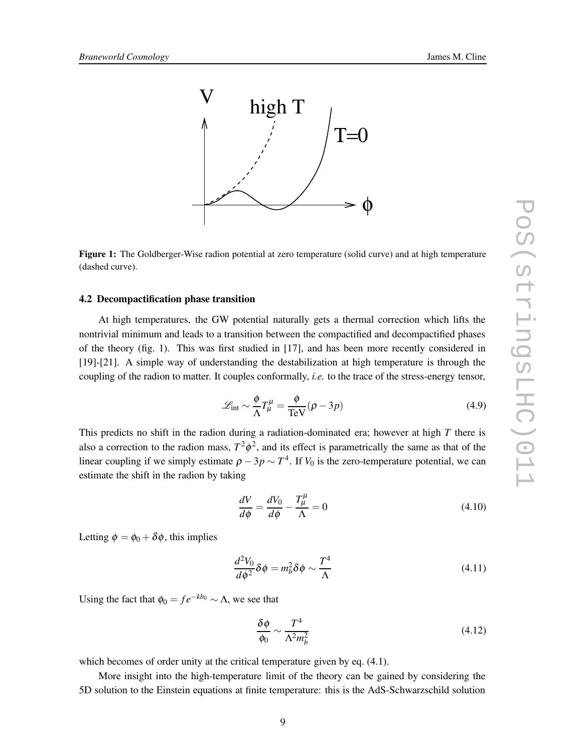**Figure 1:** The Goldberger-Wise radion potential at zero temperature (solid curve) and at high temperature (dashed curve).

### 4.2 Decompactification phase transition

At high temperatures, the GW potential naturally gets a thermal correction which lifts the nontrivial minimum and leads to a transition between the compactified and decompactified phases of the theory (fig. 1). This was first studied in [17], and has been more recently considered in [19]-[21]. A simple way of understanding the destabilization at high temperature is through the coupling of the radion to matter. It couples conformally, *i.e.* to the trace of the stress-energy tensor,

$$\mathscr{L}_{\rm int} \sim \frac{\phi}{\Lambda} T^\mu_\mu = \frac{\phi}{\rm TeV}(\rho - 3p) \tag{4.9}$$

This predicts no shift in the radion during a radiation-dominated era; however at high $T$ there is also a correction to the radion mass, $T^2\phi^2$, and its effect is parametrically the same as that of the linear coupling if we simply estimate $\rho - 3p \sim T^4$. If $V_0$ is the zero-temperature potential, we can estimate the shift in the radion by taking

$$\frac{dV}{d\phi} = \frac{dV_0}{d\phi} - \frac{T^\mu_\mu}{\Lambda} = 0 \tag{4.10}$$

Letting $\phi = \phi_0 + \delta\phi$, this implies

$$\frac{d^2V_0}{d\phi^2}\delta\phi = m_b^2 \delta\phi \sim \frac{T^4}{\Lambda} \tag{4.11}$$

Using the fact that $\phi_0 = fe^{-kb_0} \sim \Lambda$, we see that

$$\frac{\delta\phi}{\phi_0} \sim \frac{T^4}{\Lambda^2 m_b^2} \tag{4.12}$$

which becomes of order unity at the critical temperature given by eq. (4.1).

More insight into the high-temperature limit of the theory can be gained by considering the 5D solution to the Einstein equations at finite temperature: this is the AdS-Schwarzschild solution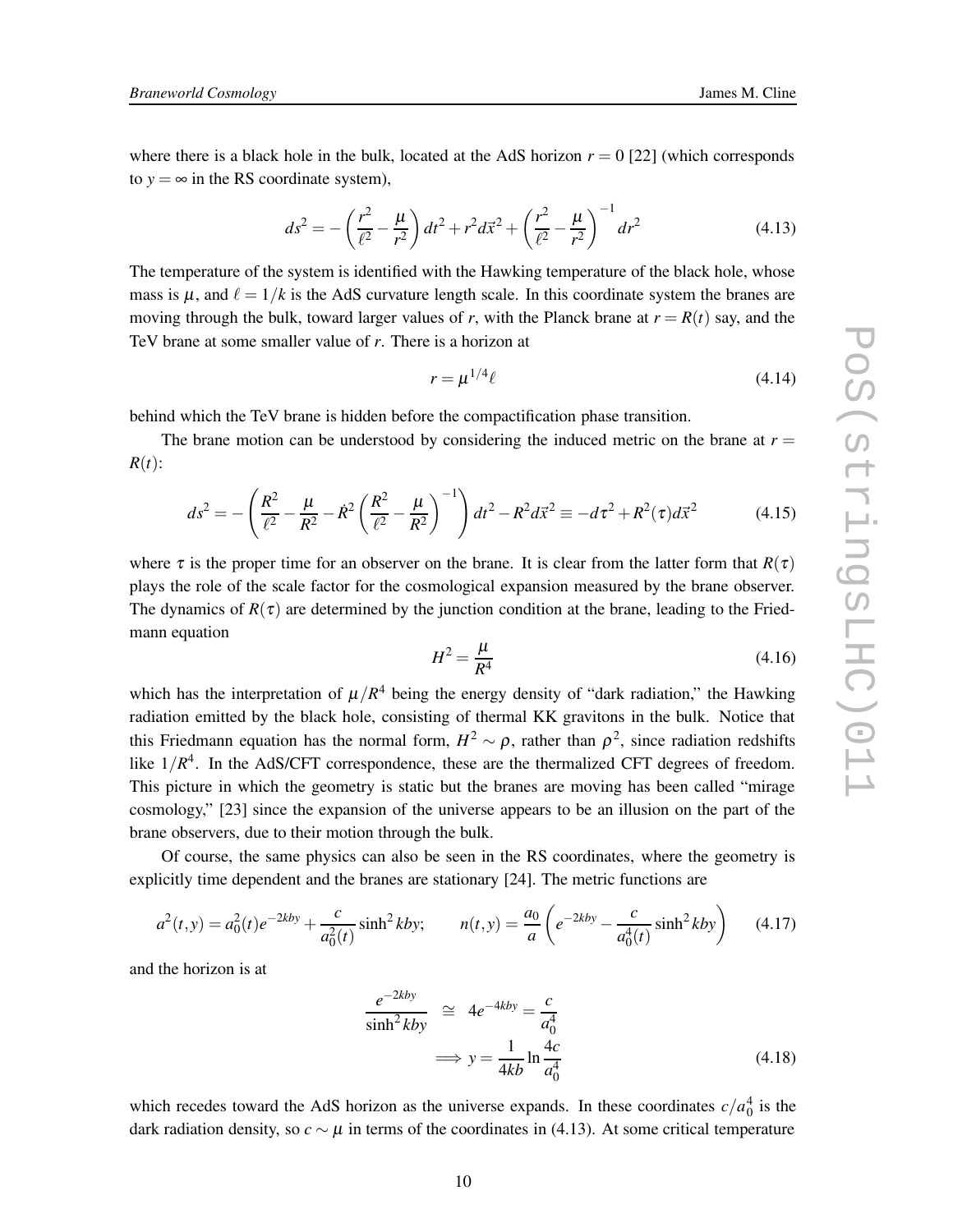where there is a black hole in the bulk, located at the AdS horizon $r = 0$ [22] (which corresponds to $y = \infty$ in the RS coordinate system),

$$ds^2 = -\left(\frac{r^2}{\ell^2} - \frac{\mu}{r^2}\right)dt^2 + r^2 d\vec{x}^2 + \left(\frac{r^2}{\ell^2} - \frac{\mu}{r^2}\right)^{-1} dr^2 \tag{4.13}$$

The temperature of the system is identified with the Hawking temperature of the black hole, whose mass is $\mu$, and $\ell = 1/k$ is the AdS curvature length scale. In this coordinate system the branes are moving through the bulk, toward larger values of $r$, with the Planck brane at $r = R(t)$ say, and the TeV brane at some smaller value of $r$. There is a horizon at

$$r = \mu^{1/4}\ell \tag{4.14}$$

behind which the TeV brane is hidden before the compactification phase transition.

The brane motion can be understood by considering the induced metric on the brane at $r = R(t)$:

$$ds^2 = -\left(\frac{R^2}{\ell^2} - \frac{\mu}{R^2} - \dot{R}^2\left(\frac{R^2}{\ell^2} - \frac{\mu}{R^2}\right)^{-1}\right)dt^2 - R^2 d\vec{x}^2 \equiv -d\tau^2 + R^2(\tau)d\vec{x}^2 \tag{4.15}$$

where $\tau$ is the proper time for an observer on the brane. It is clear from the latter form that $R(\tau)$ plays the role of the scale factor for the cosmological expansion measured by the brane observer. The dynamics of $R(\tau)$ are determined by the junction condition at the brane, leading to the Friedmann equation

$$H^2 = \frac{\mu}{R^4} \tag{4.16}$$

which has the interpretation of $\mu/R^4$ being the energy density of "dark radiation," the Hawking radiation emitted by the black hole, consisting of thermal KK gravitons in the bulk. Notice that this Friedmann equation has the normal form, $H^2 \sim \rho$, rather than $\rho^2$, since radiation redshifts like $1/R^4$. In the AdS/CFT correspondence, these are the thermalized CFT degrees of freedom. This picture in which the geometry is static but the branes are moving has been called "mirage cosmology," [23] since the expansion of the universe appears to be an illusion on the part of the brane observers, due to their motion through the bulk.

Of course, the same physics can also be seen in the RS coordinates, where the geometry is explicitly time dependent and the branes are stationary [24]. The metric functions are

$$a^2(t,y) = a_0^2(t)e^{-2kby} + \frac{c}{a_0^2(t)}\sinh^2 kby; \qquad n(t,y) = \frac{a_0}{a}\left(e^{-2kby} - \frac{c}{a_0^4(t)}\sinh^2 kby\right) \tag{4.17}$$

and the horizon is at

$$\begin{aligned} \frac{e^{-2kby}}{\sinh^2 kby} &\cong 4e^{-4kby} = \frac{c}{a_0^4} \\ &\Longrightarrow y = \frac{1}{4kb}\ln\frac{4c}{a_0^4} \end{aligned} \tag{4.18}$$

which recedes toward the AdS horizon as the universe expands. In these coordinates $c/a_0^4$ is the dark radiation density, so $c \sim \mu$ in terms of the coordinates in (4.13). At some critical temperature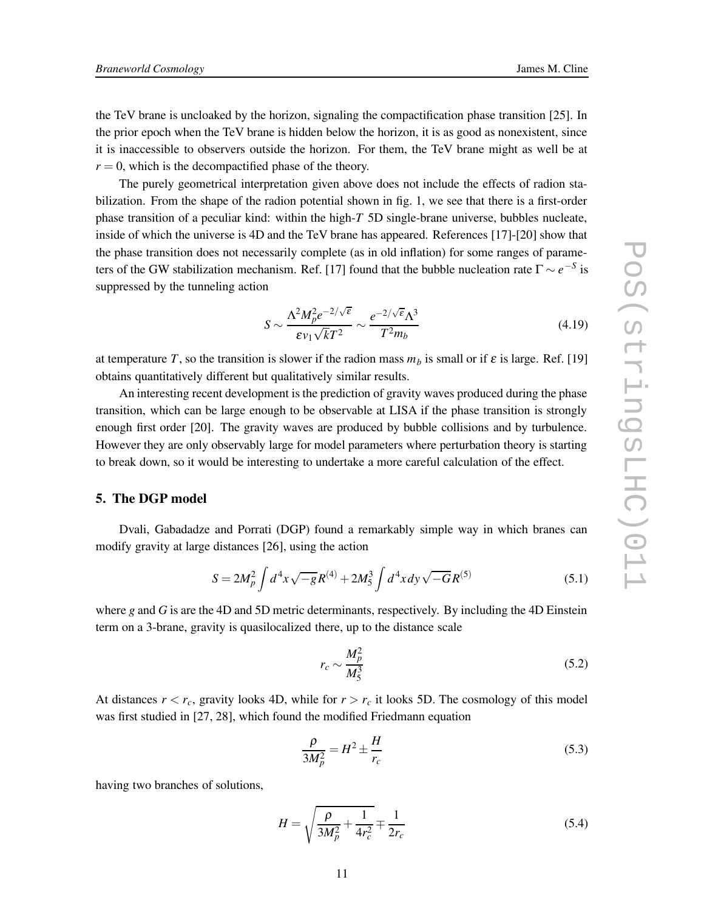the TeV brane is uncloaked by the horizon, signaling the compactification phase transition [25]. In the prior epoch when the TeV brane is hidden below the horizon, it is as good as nonexistent, since it is inaccessible to observers outside the horizon. For them, the TeV brane might as well be at $r = 0$, which is the decompactified phase of the theory.

The purely geometrical interpretation given above does not include the effects of radion stabilization. From the shape of the radion potential shown in fig. 1, we see that there is a first-order phase transition of a peculiar kind: within the high-$T$ 5D single-brane universe, bubbles nucleate, inside of which the universe is 4D and the TeV brane has appeared. References [17]-[20] show that the phase transition does not necessarily complete (as in old inflation) for some ranges of parameters of the GW stabilization mechanism. Ref. [17] found that the bubble nucleation rate $\Gamma \sim e^{-S}$ is suppressed by the tunneling action

$$S \sim \frac{\Lambda^2 M_p^2 e^{-2/\sqrt{\varepsilon}}}{\varepsilon v_1 \sqrt{k} T^2} \sim \frac{e^{-2/\sqrt{\varepsilon}} \Lambda^3}{T^2 m_b} \tag{4.19}$$

at temperature $T$, so the transition is slower if the radion mass $m_b$ is small or if $\varepsilon$ is large. Ref. [19] obtains quantitatively different but qualitatively similar results.

An interesting recent development is the prediction of gravity waves produced during the phase transition, which can be large enough to be observable at LISA if the phase transition is strongly enough first order [20]. The gravity waves are produced by bubble collisions and by turbulence. However they are only observably large for model parameters where perturbation theory is starting to break down, so it would be interesting to undertake a more careful calculation of the effect.

## 5. The DGP model

Dvali, Gabadadze and Porrati (DGP) found a remarkably simple way in which branes can modify gravity at large distances [26], using the action

$$S = 2M_p^2 \int d^4x \sqrt{-g} R^{(4)} + 2M_5^3 \int d^4x dy \sqrt{-G} R^{(5)} \tag{5.1}$$

where $g$ and $G$ is are the 4D and 5D metric determinants, respectively. By including the 4D Einstein term on a 3-brane, gravity is quasilocalized there, up to the distance scale

$$r_c \sim \frac{M_p^2}{M_5^3} \tag{5.2}$$

At distances $r < r_c$, gravity looks 4D, while for $r > r_c$ it looks 5D. The cosmology of this model was first studied in [27, 28], which found the modified Friedmann equation

$$\frac{\rho}{3M_p^2} = H^2 \pm \frac{H}{r_c} \tag{5.3}$$

having two branches of solutions,

$$H = \sqrt{\frac{\rho}{3M_p^2} + \frac{1}{4r_c^2}} \mp \frac{1}{2r_c} \tag{5.4}$$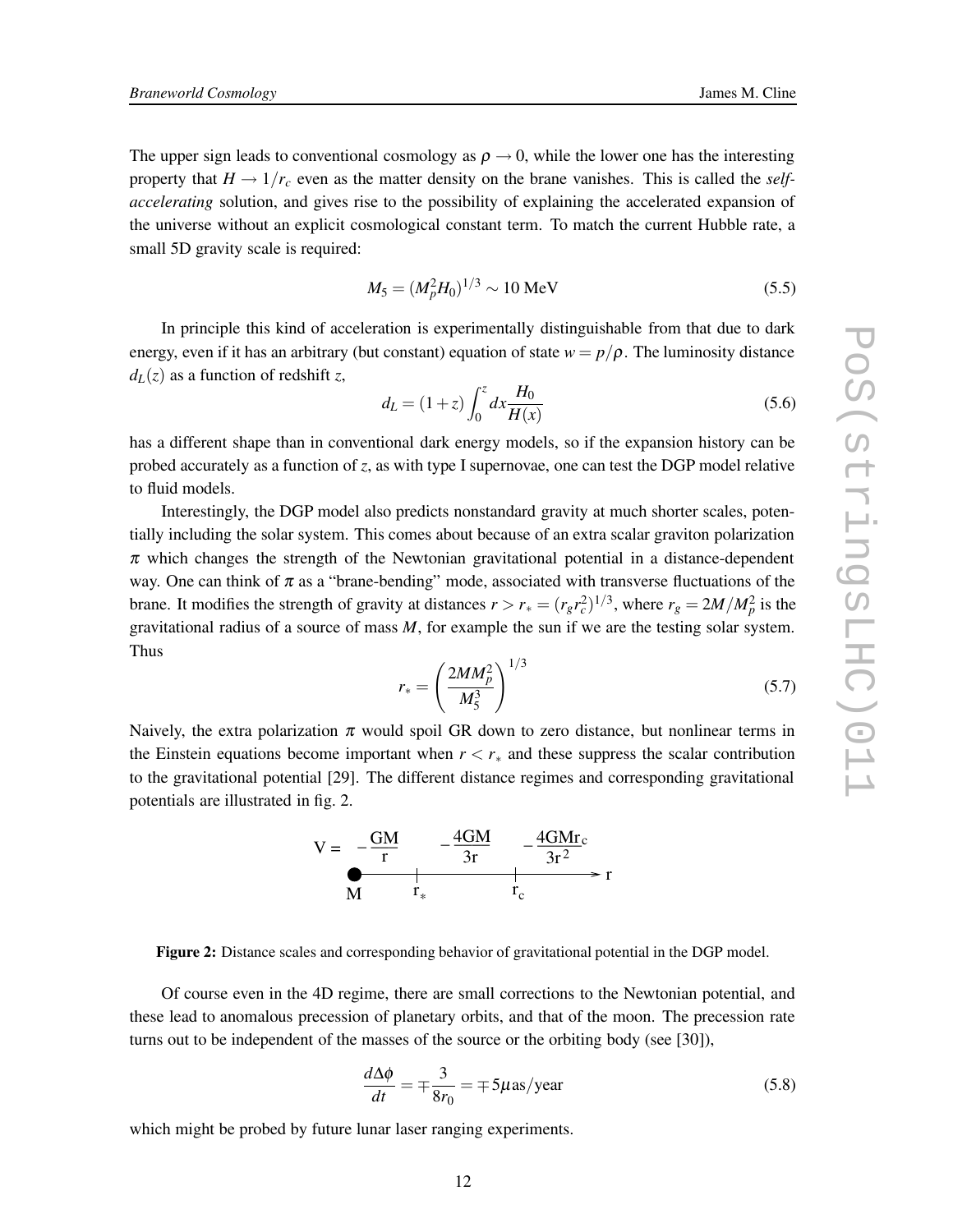The upper sign leads to conventional cosmology as $\rho \to 0$, while the lower one has the interesting property that $H \to 1/r_c$ even as the matter density on the brane vanishes. This is called the *self-accelerating* solution, and gives rise to the possibility of explaining the accelerated expansion of the universe without an explicit cosmological constant term. To match the current Hubble rate, a small 5D gravity scale is required:

$$M_5 = (M_p^2 H_0)^{1/3} \sim 10 \text{ MeV} \tag{5.5}$$

In principle this kind of acceleration is experimentally distinguishable from that due to dark energy, even if it has an arbitrary (but constant) equation of state $w = p/\rho$. The luminosity distance $d_L(z)$ as a function of redshift $z$,

$$d_L = (1+z)\int_0^z dx \frac{H_0}{H(x)} \tag{5.6}$$

has a different shape than in conventional dark energy models, so if the expansion history can be probed accurately as a function of $z$, as with type I supernovae, one can test the DGP model relative to fluid models.

Interestingly, the DGP model also predicts nonstandard gravity at much shorter scales, potentially including the solar system. This comes about because of an extra scalar graviton polarization $\pi$ which changes the strength of the Newtonian gravitational potential in a distance-dependent way. One can think of $\pi$ as a "brane-bending" mode, associated with transverse fluctuations of the brane. It modifies the strength of gravity at distances $r > r_* = (r_g r_c^2)^{1/3}$, where $r_g = 2M/M_p^2$ is the gravitational radius of a source of mass $M$, for example the sun if we are the testing solar system. Thus

$$r_* = \left(\frac{2MM_p^2}{M_5^3}\right)^{1/3} \tag{5.7}$$

Naively, the extra polarization $\pi$ would spoil GR down to zero distance, but nonlinear terms in the Einstein equations become important when $r < r_*$ and these suppress the scalar contribution to the gravitational potential [29]. The different distance regimes and corresponding gravitational potentials are illustrated in fig. 2.

$$V = -\frac{GM}{r} \quad (r < r_*), \qquad -\frac{4GM}{3r} \quad (r_* < r < r_c), \qquad -\frac{4GMr_c}{3r^2} \quad (r > r_c)$$

**Figure 2:** Distance scales and corresponding behavior of gravitational potential in the DGP model.

Of course even in the 4D regime, there are small corrections to the Newtonian potential, and these lead to anomalous precession of planetary orbits, and that of the moon. The precession rate turns out to be independent of the masses of the source or the orbiting body (see [30]),

$$\frac{d\Delta\phi}{dt} = \mp\frac{3}{8r_0} = \mp 5\mu\text{as/year} \tag{5.8}$$

which might be probed by future lunar laser ranging experiments.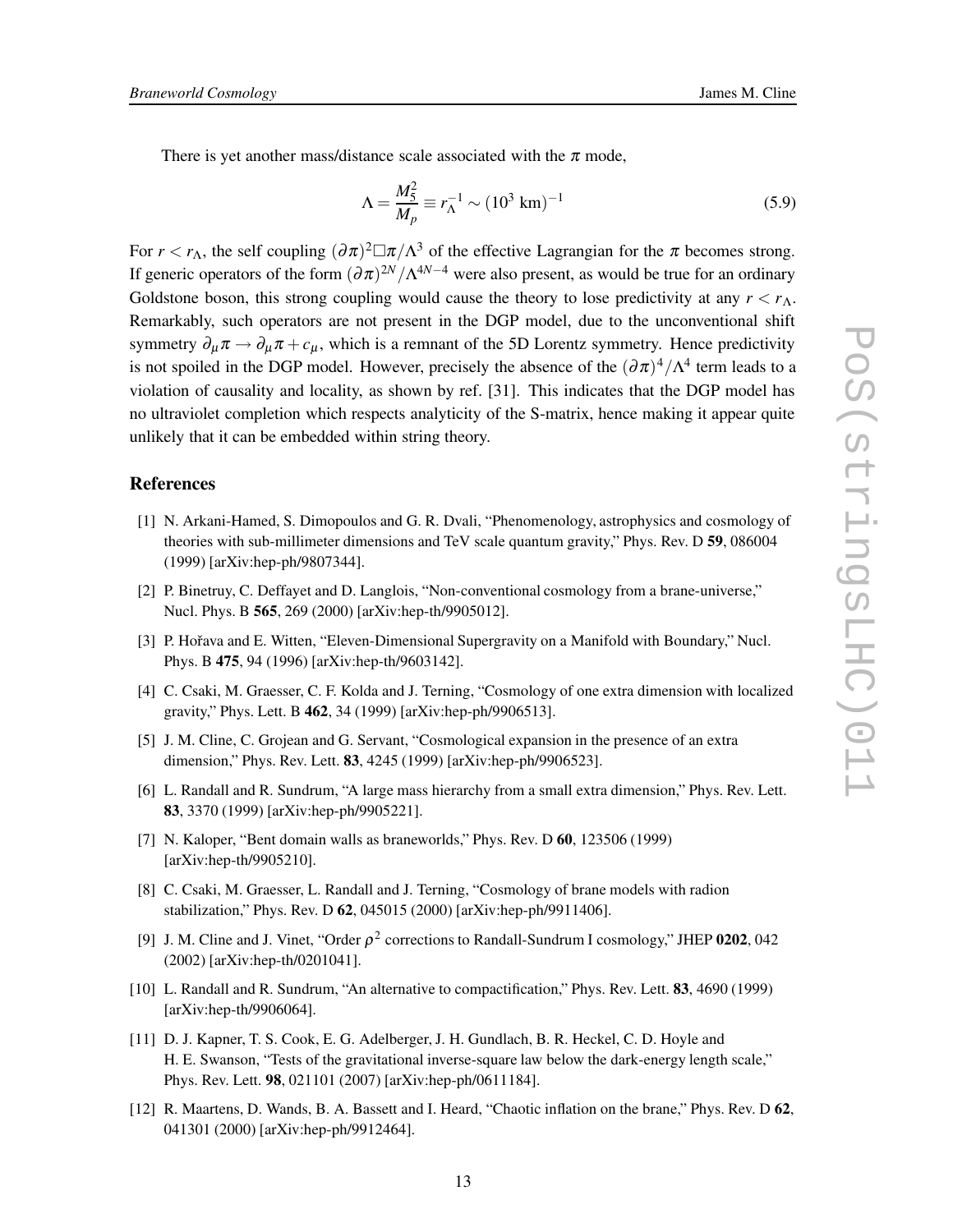There is yet another mass/distance scale associated with the $\pi$ mode,

$$\Lambda = \frac{M_5^2}{M_p} \equiv r_\Lambda^{-1} \sim (10^3 \text{ km})^{-1} \tag{5.9}$$

For $r < r_\Lambda$, the self coupling $(\partial\pi)^2\Box\pi/\Lambda^3$ of the effective Lagrangian for the $\pi$ becomes strong. If generic operators of the form $(\partial\pi)^{2N}/\Lambda^{4N-4}$ were also present, as would be true for an ordinary Goldstone boson, this strong coupling would cause the theory to lose predictivity at any $r < r_\Lambda$. Remarkably, such operators are not present in the DGP model, due to the unconventional shift symmetry $\partial_\mu\pi \to \partial_\mu\pi + c_\mu$, which is a remnant of the 5D Lorentz symmetry. Hence predictivity is not spoiled in the DGP model. However, precisely the absence of the $(\partial\pi)^4/\Lambda^4$ term leads to a violation of causality and locality, as shown by ref. [31]. This indicates that the DGP model has no ultraviolet completion which respects analyticity of the S-matrix, hence making it appear quite unlikely that it can be embedded within string theory.

## References

[1] N. Arkani-Hamed, S. Dimopoulos and G. R. Dvali, "Phenomenology, astrophysics and cosmology of theories with sub-millimeter dimensions and TeV scale quantum gravity," Phys. Rev. D **59**, 086004 (1999) [arXiv:hep-ph/9807344].

[2] P. Binetruy, C. Deffayet and D. Langlois, "Non-conventional cosmology from a brane-universe," Nucl. Phys. B **565**, 269 (2000) [arXiv:hep-th/9905012].

[3] P. Hořava and E. Witten, "Eleven-Dimensional Supergravity on a Manifold with Boundary," Nucl. Phys. B **475**, 94 (1996) [arXiv:hep-th/9603142].

[4] C. Csaki, M. Graesser, C. F. Kolda and J. Terning, "Cosmology of one extra dimension with localized gravity," Phys. Lett. B **462**, 34 (1999) [arXiv:hep-ph/9906513].

[5] J. M. Cline, C. Grojean and G. Servant, "Cosmological expansion in the presence of an extra dimension," Phys. Rev. Lett. **83**, 4245 (1999) [arXiv:hep-ph/9906523].

[6] L. Randall and R. Sundrum, "A large mass hierarchy from a small extra dimension," Phys. Rev. Lett. **83**, 3370 (1999) [arXiv:hep-ph/9905221].

[7] N. Kaloper, "Bent domain walls as braneworlds," Phys. Rev. D **60**, 123506 (1999) [arXiv:hep-th/9905210].

[8] C. Csaki, M. Graesser, L. Randall and J. Terning, "Cosmology of brane models with radion stabilization," Phys. Rev. D **62**, 045015 (2000) [arXiv:hep-ph/9911406].

[9] J. M. Cline and J. Vinet, "Order $\rho^2$ corrections to Randall-Sundrum I cosmology," JHEP **0202**, 042 (2002) [arXiv:hep-th/0201041].

[10] L. Randall and R. Sundrum, "An alternative to compactification," Phys. Rev. Lett. **83**, 4690 (1999) [arXiv:hep-th/9906064].

[11] D. J. Kapner, T. S. Cook, E. G. Adelberger, J. H. Gundlach, B. R. Heckel, C. D. Hoyle and H. E. Swanson, "Tests of the gravitational inverse-square law below the dark-energy length scale," Phys. Rev. Lett. **98**, 021101 (2007) [arXiv:hep-ph/0611184].

[12] R. Maartens, D. Wands, B. A. Bassett and I. Heard, "Chaotic inflation on the brane," Phys. Rev. D **62**, 041301 (2000) [arXiv:hep-ph/9912464].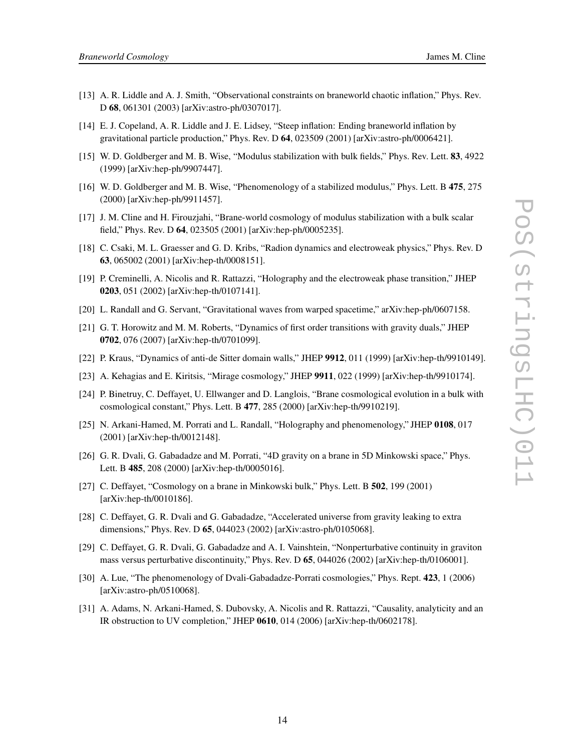[13] A. R. Liddle and A. J. Smith, “Observational constraints on braneworld chaotic inflation,” Phys. Rev. D **68**, 061301 (2003) [arXiv:astro-ph/0307017].

[14] E. J. Copeland, A. R. Liddle and J. E. Lidsey, “Steep inflation: Ending braneworld inflation by gravitational particle production,” Phys. Rev. D **64**, 023509 (2001) [arXiv:astro-ph/0006421].

[15] W. D. Goldberger and M. B. Wise, “Modulus stabilization with bulk fields,” Phys. Rev. Lett. **83**, 4922 (1999) [arXiv:hep-ph/9907447].

[16] W. D. Goldberger and M. B. Wise, “Phenomenology of a stabilized modulus,” Phys. Lett. B **475**, 275 (2000) [arXiv:hep-ph/9911457].

[17] J. M. Cline and H. Firouzjahi, “Brane-world cosmology of modulus stabilization with a bulk scalar field,” Phys. Rev. D **64**, 023505 (2001) [arXiv:hep-ph/0005235].

[18] C. Csaki, M. L. Graesser and G. D. Kribs, “Radion dynamics and electroweak physics,” Phys. Rev. D **63**, 065002 (2001) [arXiv:hep-th/0008151].

[19] P. Creminelli, A. Nicolis and R. Rattazzi, “Holography and the electroweak phase transition,” JHEP **0203**, 051 (2002) [arXiv:hep-th/0107141].

[20] L. Randall and G. Servant, “Gravitational waves from warped spacetime,” arXiv:hep-ph/0607158.

[21] G. T. Horowitz and M. M. Roberts, “Dynamics of first order transitions with gravity duals,” JHEP **0702**, 076 (2007) [arXiv:hep-th/0701099].

[22] P. Kraus, “Dynamics of anti-de Sitter domain walls,” JHEP **9912**, 011 (1999) [arXiv:hep-th/9910149].

[23] A. Kehagias and E. Kiritsis, “Mirage cosmology,” JHEP **9911**, 022 (1999) [arXiv:hep-th/9910174].

[24] P. Binetruy, C. Deffayet, U. Ellwanger and D. Langlois, “Brane cosmological evolution in a bulk with cosmological constant,” Phys. Lett. B **477**, 285 (2000) [arXiv:hep-th/9910219].

[25] N. Arkani-Hamed, M. Porrati and L. Randall, “Holography and phenomenology,” JHEP **0108**, 017 (2001) [arXiv:hep-th/0012148].

[26] G. R. Dvali, G. Gabadadze and M. Porrati, “4D gravity on a brane in 5D Minkowski space,” Phys. Lett. B **485**, 208 (2000) [arXiv:hep-th/0005016].

[27] C. Deffayet, “Cosmology on a brane in Minkowski bulk,” Phys. Lett. B **502**, 199 (2001) [arXiv:hep-th/0010186].

[28] C. Deffayet, G. R. Dvali and G. Gabadadze, “Accelerated universe from gravity leaking to extra dimensions,” Phys. Rev. D **65**, 044023 (2002) [arXiv:astro-ph/0105068].

[29] C. Deffayet, G. R. Dvali, G. Gabadadze and A. I. Vainshtein, “Nonperturbative continuity in graviton mass versus perturbative discontinuity,” Phys. Rev. D **65**, 044026 (2002) [arXiv:hep-th/0106001].

[30] A. Lue, “The phenomenology of Dvali-Gabadadze-Porrati cosmologies,” Phys. Rept. **423**, 1 (2006) [arXiv:astro-ph/0510068].

[31] A. Adams, N. Arkani-Hamed, S. Dubovsky, A. Nicolis and R. Rattazzi, “Causality, analyticity and an IR obstruction to UV completion,” JHEP **0610**, 014 (2006) [arXiv:hep-th/0602178].